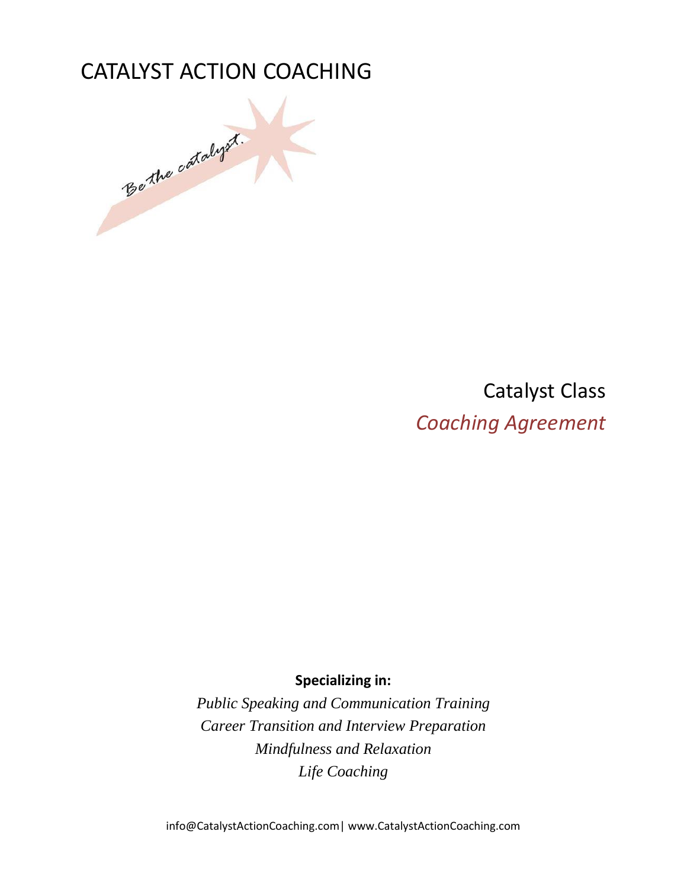# CATALYST ACTION COACHING

Be the catalyst.

## Catalyst Class

## *Coaching Agreement*

**Specializing in:**

*Public Speaking and Communication Training*
*Career Transition and Interview Preparation*
*Mindfulness and Relaxation*
*Life Coaching*

info@CatalystActionCoaching.com| www.CatalystActionCoaching.com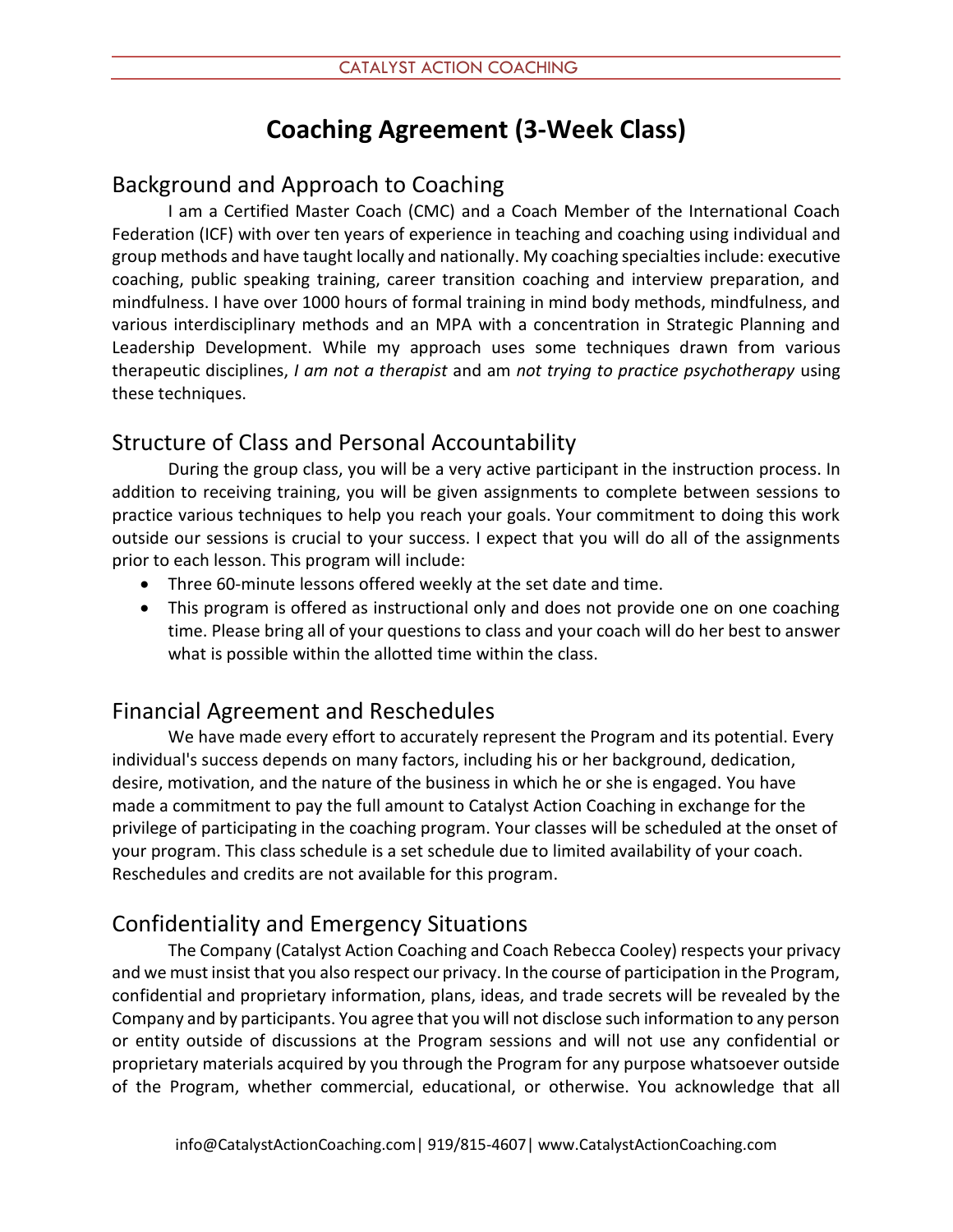# Coaching Agreement (3-Week Class)

## Background and Approach to Coaching

I am a Certified Master Coach (CMC) and a Coach Member of the International Coach Federation (ICF) with over ten years of experience in teaching and coaching using individual and group methods and have taught locally and nationally. My coaching specialties include: executive coaching, public speaking training, career transition coaching and interview preparation, and mindfulness. I have over 1000 hours of formal training in mind body methods, mindfulness, and various interdisciplinary methods and an MPA with a concentration in Strategic Planning and Leadership Development. While my approach uses some techniques drawn from various therapeutic disciplines, *I am not a therapist* and am *not trying to practice psychotherapy* using these techniques.

## Structure of Class and Personal Accountability

During the group class, you will be a very active participant in the instruction process. In addition to receiving training, you will be given assignments to complete between sessions to practice various techniques to help you reach your goals. Your commitment to doing this work outside our sessions is crucial to your success. I expect that you will do all of the assignments prior to each lesson. This program will include:

- Three 60-minute lessons offered weekly at the set date and time.
- This program is offered as instructional only and does not provide one on one coaching time. Please bring all of your questions to class and your coach will do her best to answer what is possible within the allotted time within the class.

## Financial Agreement and Reschedules

We have made every effort to accurately represent the Program and its potential. Every individual's success depends on many factors, including his or her background, dedication, desire, motivation, and the nature of the business in which he or she is engaged. You have made a commitment to pay the full amount to Catalyst Action Coaching in exchange for the privilege of participating in the coaching program. Your classes will be scheduled at the onset of your program. This class schedule is a set schedule due to limited availability of your coach. Reschedules and credits are not available for this program.

## Confidentiality and Emergency Situations

The Company (Catalyst Action Coaching and Coach Rebecca Cooley) respects your privacy and we must insist that you also respect our privacy. In the course of participation in the Program, confidential and proprietary information, plans, ideas, and trade secrets will be revealed by the Company and by participants. You agree that you will not disclose such information to any person or entity outside of discussions at the Program sessions and will not use any confidential or proprietary materials acquired by you through the Program for any purpose whatsoever outside of the Program, whether commercial, educational, or otherwise. You acknowledge that all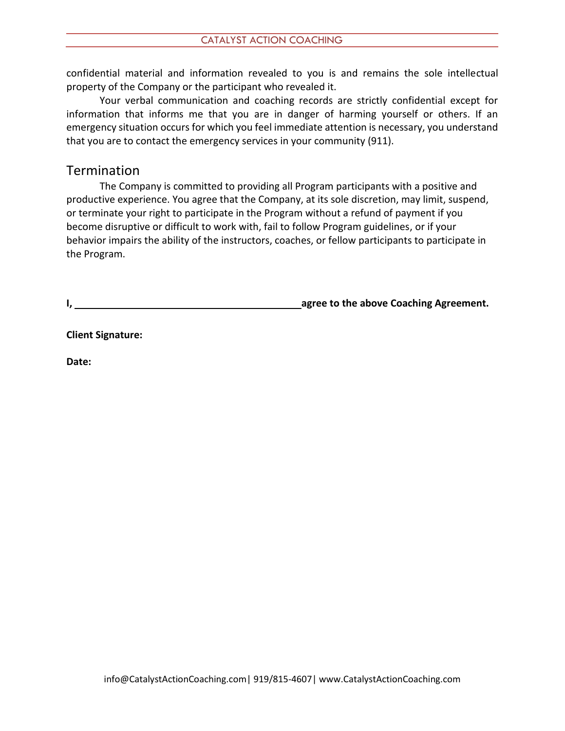confidential material and information revealed to you is and remains the sole intellectual property of the Company or the participant who revealed it.

Your verbal communication and coaching records are strictly confidential except for information that informs me that you are in danger of harming yourself or others. If an emergency situation occurs for which you feel immediate attention is necessary, you understand that you are to contact the emergency services in your community (911).

## Termination

The Company is committed to providing all Program participants with a positive and productive experience. You agree that the Company, at its sole discretion, may limit, suspend, or terminate your right to participate in the Program without a refund of payment if you become disruptive or difficult to work with, fail to follow Program guidelines, or if your behavior impairs the ability of the instructors, coaches, or fellow participants to participate in the Program.

**I, ________________________________________ agree to the above Coaching Agreement.**

**Client Signature:**

**Date:**